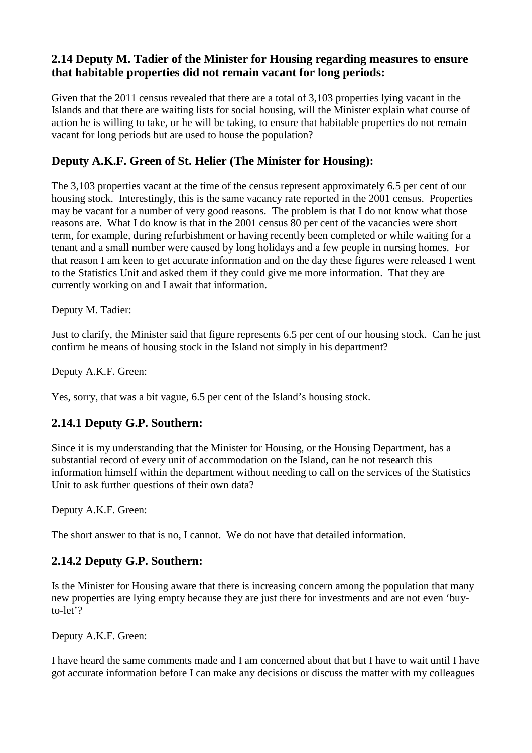## 2.14 Deputy M. Tadier of the Minister for Housing regarding measures to ensure that habitable properties did not remain vacant for long periods:

Given that the 2011 census revealed that there are a total of 3,103 properties lying vacant in the Islands and that there are waiting lists for social housing, will the Minister explain what course of action he is willing to take, or he will be taking, to ensure that habitable properties do not remain vacant for long periods but are used to house the population?

## Deputy A.K.F. Green of St. Helier (The Minister for Housing):

The 3,103 properties vacant at the time of the census represent approximately 6.5 per cent of our housing stock. Interestingly, this is the same vacancy rate reported in the 2001 census. Properties may be vacant for a number of very good reasons. The problem is that I do not know what those reasons are. What I do know is that in the 2001 census 80 per cent of the vacancies were short term, for example, during refurbishment or having recently been completed or while waiting for a tenant and a small number were caused by long holidays and a few people in nursing homes. For that reason I am keen to get accurate information and on the day these figures were released I went to the Statistics Unit and asked them if they could give me more information. That they are currently working on and I await that information.

Deputy M. Tadier:

Just to clarify, the Minister said that figure represents 6.5 per cent of our housing stock. Can he just confirm he means of housing stock in the Island not simply in his department?

Deputy A.K.F. Green:

Yes, sorry, that was a bit vague, 6.5 per cent of the Island's housing stock.

## 2.14.1 Deputy G.P. Southern:

Since it is my understanding that the Minister for Housing, or the Housing Department, has a substantial record of every unit of accommodation on the Island, can he not research this information himself within the department without needing to call on the services of the Statistics Unit to ask further questions of their own data?

Deputy A.K.F. Green:

The short answer to that is no, I cannot. We do not have that detailed information.

## 2.14.2 Deputy G.P. Southern:

Is the Minister for Housing aware that there is increasing concern among the population that many new properties are lying empty because they are just there for investments and are not even 'buy-to-let'?

Deputy A.K.F. Green:

I have heard the same comments made and I am concerned about that but I have to wait until I have got accurate information before I can make any decisions or discuss the matter with my colleagues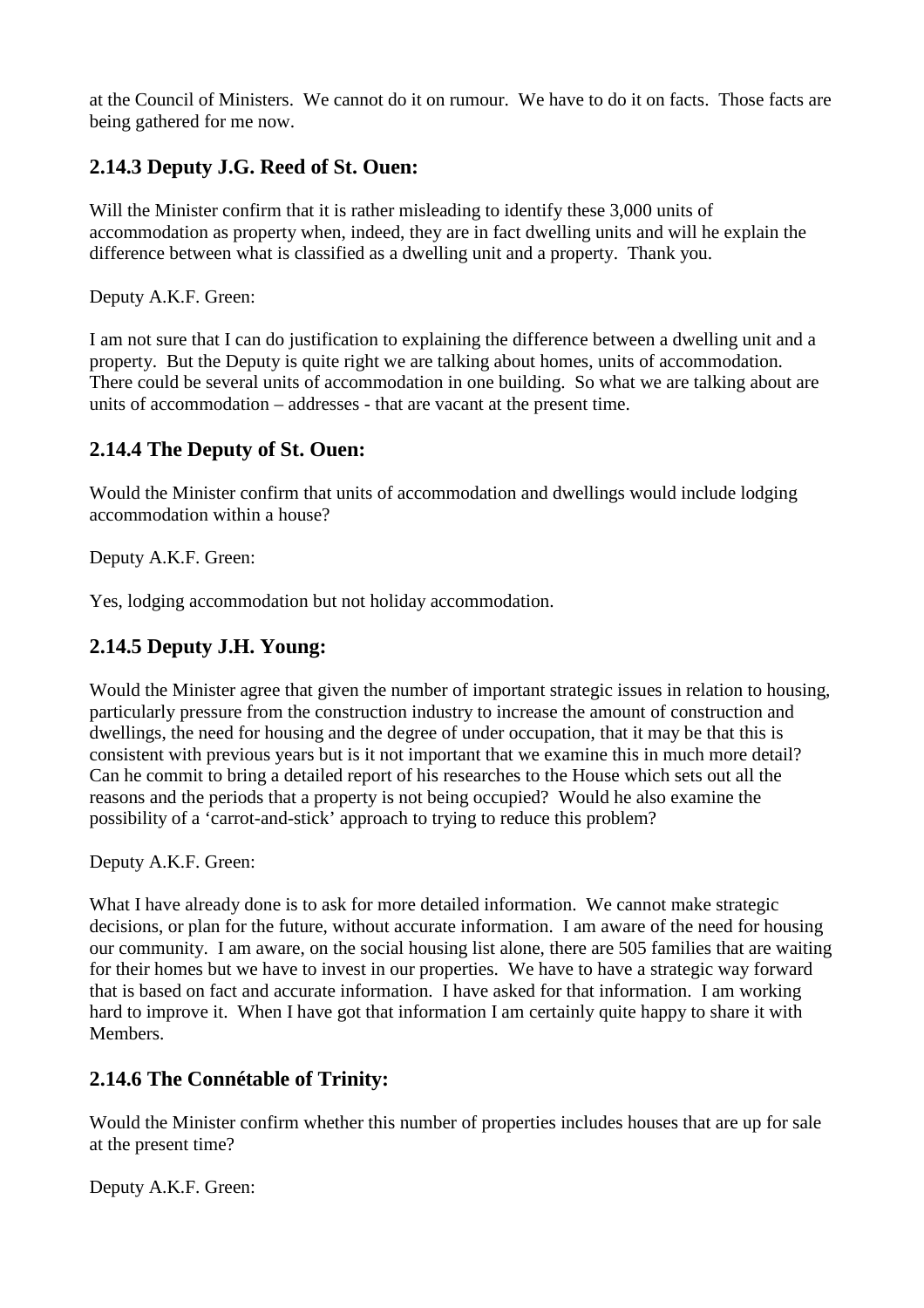at the Council of Ministers. We cannot do it on rumour. We have to do it on facts. Those facts are being gathered for me now.

### 2.14.3 Deputy J.G. Reed of St. Ouen:

Will the Minister confirm that it is rather misleading to identify these 3,000 units of accommodation as property when, indeed, they are in fact dwelling units and will he explain the difference between what is classified as a dwelling unit and a property. Thank you.

Deputy A.K.F. Green:

I am not sure that I can do justification to explaining the difference between a dwelling unit and a property. But the Deputy is quite right we are talking about homes, units of accommodation. There could be several units of accommodation in one building. So what we are talking about are units of accommodation – addresses - that are vacant at the present time.

### 2.14.4 The Deputy of St. Ouen:

Would the Minister confirm that units of accommodation and dwellings would include lodging accommodation within a house?

Deputy A.K.F. Green:

Yes, lodging accommodation but not holiday accommodation.

### 2.14.5 Deputy J.H. Young:

Would the Minister agree that given the number of important strategic issues in relation to housing, particularly pressure from the construction industry to increase the amount of construction and dwellings, the need for housing and the degree of under occupation, that it may be that this is consistent with previous years but is it not important that we examine this in much more detail? Can he commit to bring a detailed report of his researches to the House which sets out all the reasons and the periods that a property is not being occupied? Would he also examine the possibility of a 'carrot-and-stick' approach to trying to reduce this problem?

Deputy A.K.F. Green:

What I have already done is to ask for more detailed information. We cannot make strategic decisions, or plan for the future, without accurate information. I am aware of the need for housing our community. I am aware, on the social housing list alone, there are 505 families that are waiting for their homes but we have to invest in our properties. We have to have a strategic way forward that is based on fact and accurate information. I have asked for that information. I am working hard to improve it. When I have got that information I am certainly quite happy to share it with Members.

### 2.14.6 The Connétable of Trinity:

Would the Minister confirm whether this number of properties includes houses that are up for sale at the present time?

Deputy A.K.F. Green: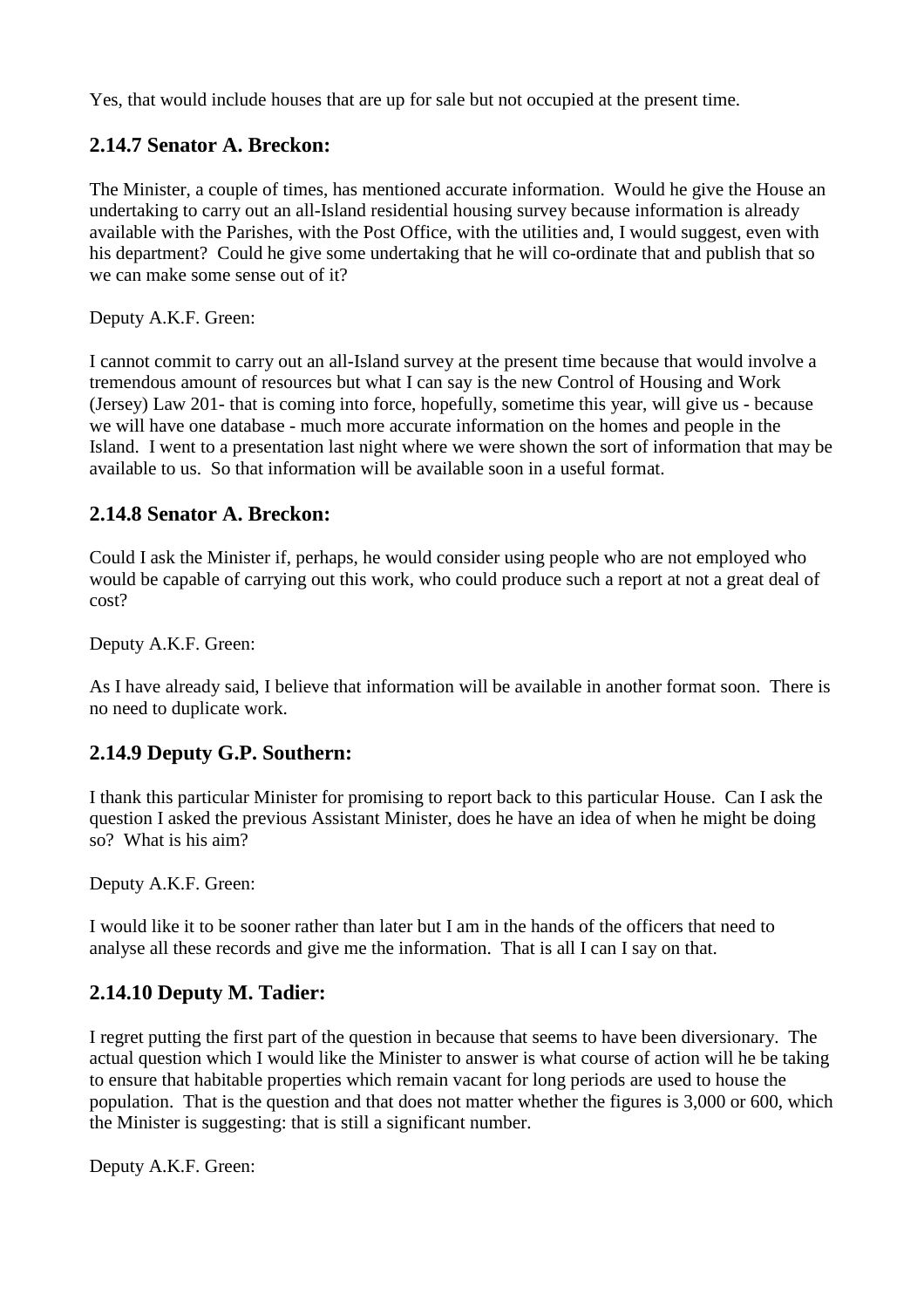Yes, that would include houses that are up for sale but not occupied at the present time.

### 2.14.7 Senator A. Breckon:

The Minister, a couple of times, has mentioned accurate information. Would he give the House an undertaking to carry out an all-Island residential housing survey because information is already available with the Parishes, with the Post Office, with the utilities and, I would suggest, even with his department? Could he give some undertaking that he will co-ordinate that and publish that so we can make some sense out of it?

Deputy A.K.F. Green:

I cannot commit to carry out an all-Island survey at the present time because that would involve a tremendous amount of resources but what I can say is the new Control of Housing and Work (Jersey) Law 201- that is coming into force, hopefully, sometime this year, will give us - because we will have one database - much more accurate information on the homes and people in the Island. I went to a presentation last night where we were shown the sort of information that may be available to us. So that information will be available soon in a useful format.

### 2.14.8 Senator A. Breckon:

Could I ask the Minister if, perhaps, he would consider using people who are not employed who would be capable of carrying out this work, who could produce such a report at not a great deal of cost?

Deputy A.K.F. Green:

As I have already said, I believe that information will be available in another format soon. There is no need to duplicate work.

### 2.14.9 Deputy G.P. Southern:

I thank this particular Minister for promising to report back to this particular House. Can I ask the question I asked the previous Assistant Minister, does he have an idea of when he might be doing so? What is his aim?

Deputy A.K.F. Green:

I would like it to be sooner rather than later but I am in the hands of the officers that need to analyse all these records and give me the information. That is all I can I say on that.

### 2.14.10 Deputy M. Tadier:

I regret putting the first part of the question in because that seems to have been diversionary. The actual question which I would like the Minister to answer is what course of action will he be taking to ensure that habitable properties which remain vacant for long periods are used to house the population. That is the question and that does not matter whether the figures is 3,000 or 600, which the Minister is suggesting: that is still a significant number.

Deputy A.K.F. Green: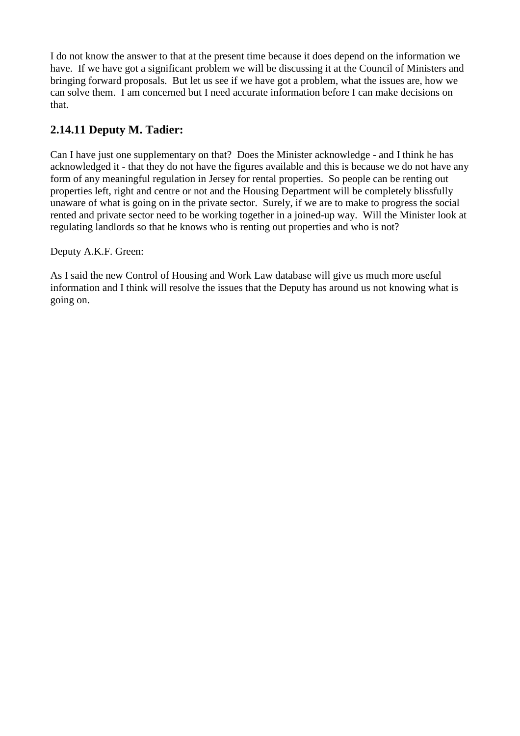I do not know the answer to that at the present time because it does depend on the information we have. If we have got a significant problem we will be discussing it at the Council of Ministers and bringing forward proposals. But let us see if we have got a problem, what the issues are, how we can solve them. I am concerned but I need accurate information before I can make decisions on that.

### 2.14.11 Deputy M. Tadier:

Can I have just one supplementary on that? Does the Minister acknowledge - and I think he has acknowledged it - that they do not have the figures available and this is because we do not have any form of any meaningful regulation in Jersey for rental properties. So people can be renting out properties left, right and centre or not and the Housing Department will be completely blissfully unaware of what is going on in the private sector. Surely, if we are to make to progress the social rented and private sector need to be working together in a joined-up way. Will the Minister look at regulating landlords so that he knows who is renting out properties and who is not?

Deputy A.K.F. Green:

As I said the new Control of Housing and Work Law database will give us much more useful information and I think will resolve the issues that the Deputy has around us not knowing what is going on.